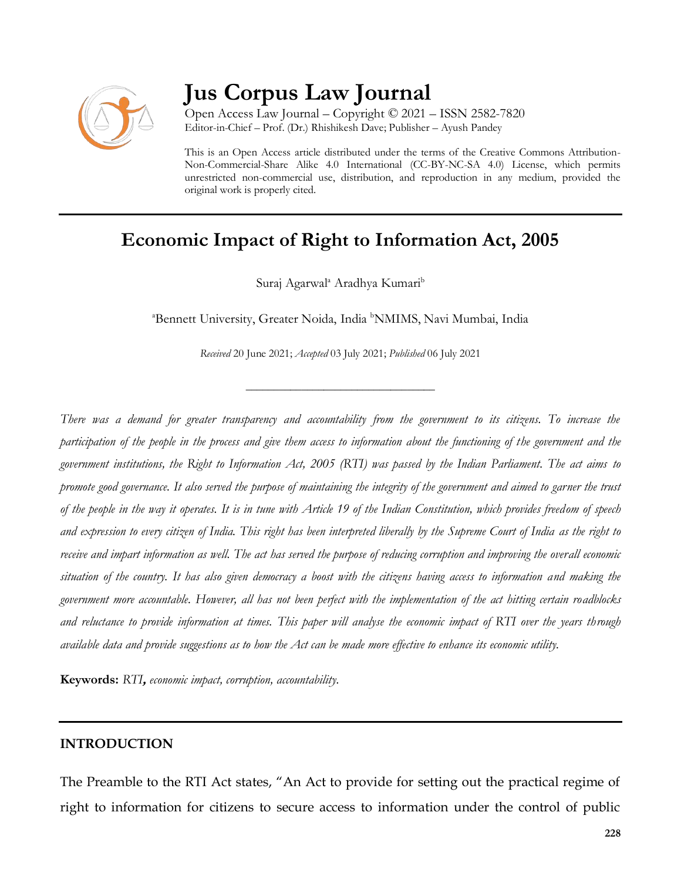# Jus Corpus Law Journal

Open Access Law Journal – Copyright © 2021 – ISSN 2582-7820
Editor-in-Chief – Prof. (Dr.) Rhishikesh Dave; Publisher – Ayush Pandey

This is an Open Access article distributed under the terms of the Creative Commons Attribution-Non-Commercial-Share Alike 4.0 International (CC-BY-NC-SA 4.0) License, which permits unrestricted non-commercial use, distribution, and reproduction in any medium, provided the original work is properly cited.

## Economic Impact of Right to Information Act, 2005

Suraj Agarwal[a] Aradhya Kumari[b]

[a]Bennett University, Greater Noida, India [b]NMIMS, Navi Mumbai, India

*Received* 20 June 2021; *Accepted* 03 July 2021; *Published* 06 July 2021

---

*There was a demand for greater transparency and accountability from the government to its citizens. To increase the participation of the people in the process and give them access to information about the functioning of the government and the government institutions, the Right to Information Act, 2005 (RTI) was passed by the Indian Parliament. The act aims to promote good governance. It also served the purpose of maintaining the integrity of the government and aimed to garner the trust of the people in the way it operates. It is in tune with Article 19 of the Indian Constitution, which provides freedom of speech and expression to every citizen of India. This right has been interpreted liberally by the Supreme Court of India as the right to receive and impart information as well. The act has served the purpose of reducing corruption and improving the overall economic situation of the country. It has also given democracy a boost with the citizens having access to information and making the government more accountable. However, all has not been perfect with the implementation of the act hitting certain roadblocks and reluctance to provide information at times. This paper will analyse the economic impact of RTI over the years through available data and provide suggestions as to how the Act can be made more effective to enhance its economic utility.*

**Keywords:** *RTI, economic impact, corruption, accountability.*

---

### INTRODUCTION

The Preamble to the RTI Act states, "An Act to provide for setting out the practical regime of right to information for citizens to secure access to information under the control of public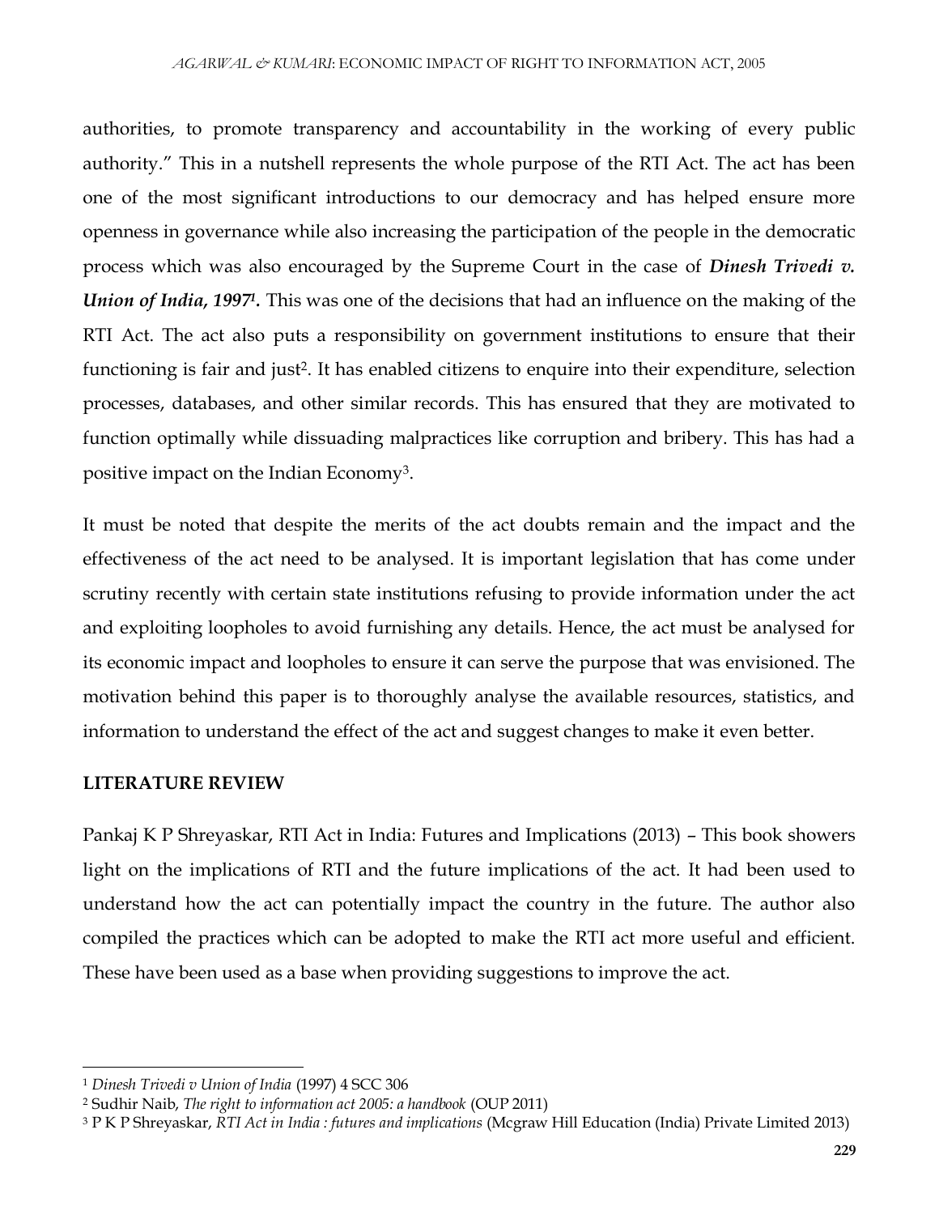authorities, to promote transparency and accountability in the working of every public authority." This in a nutshell represents the whole purpose of the RTI Act. The act has been one of the most significant introductions to our democracy and has helped ensure more openness in governance while also increasing the participation of the people in the democratic process which was also encouraged by the Supreme Court in the case of ***Dinesh Trivedi v. Union of India, 1997***[1]**.** This was one of the decisions that had an influence on the making of the RTI Act. The act also puts a responsibility on government institutions to ensure that their functioning is fair and just[2]. It has enabled citizens to enquire into their expenditure, selection processes, databases, and other similar records. This has ensured that they are motivated to function optimally while dissuading malpractices like corruption and bribery. This has had a positive impact on the Indian Economy[3].

It must be noted that despite the merits of the act doubts remain and the impact and the effectiveness of the act need to be analysed. It is important legislation that has come under scrutiny recently with certain state institutions refusing to provide information under the act and exploiting loopholes to avoid furnishing any details. Hence, the act must be analysed for its economic impact and loopholes to ensure it can serve the purpose that was envisioned. The motivation behind this paper is to thoroughly analyse the available resources, statistics, and information to understand the effect of the act and suggest changes to make it even better.

## LITERATURE REVIEW

Pankaj K P Shreyaskar, RTI Act in India: Futures and Implications (2013) – This book showers light on the implications of RTI and the future implications of the act. It had been used to understand how the act can potentially impact the country in the future. The author also compiled the practices which can be adopted to make the RTI act more useful and efficient. These have been used as a base when providing suggestions to improve the act.

---

[1] *Dinesh Trivedi v Union of India* (1997) 4 SCC 306

[2] Sudhir Naib, *The right to information act 2005: a handbook* (OUP 2011)

[3] P K P Shreyaskar, *RTI Act in India : futures and implications* (Mcgraw Hill Education (India) Private Limited 2013)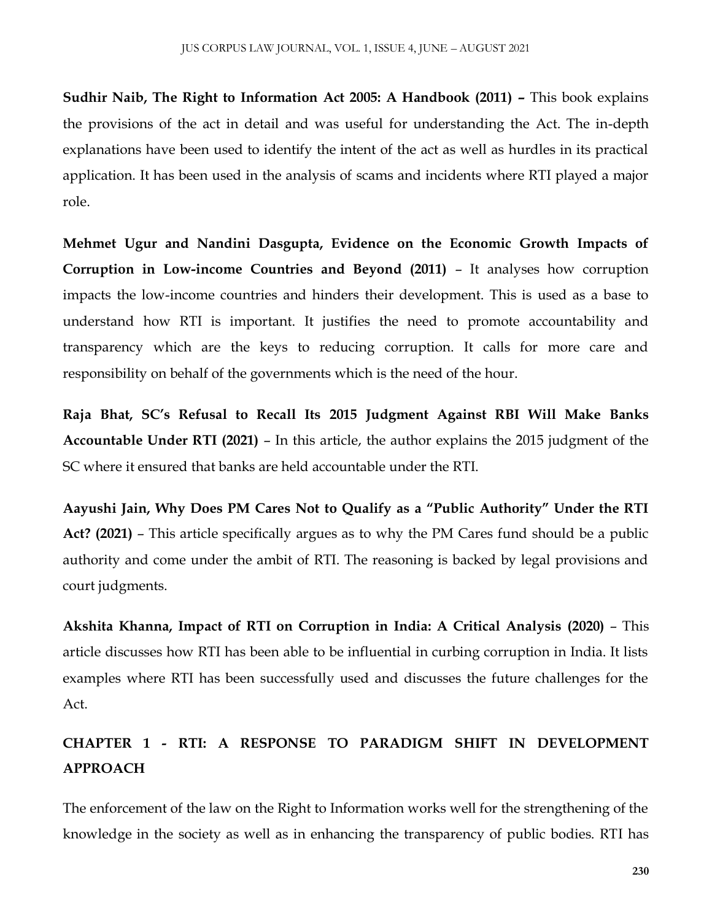**Sudhir Naib, The Right to Information Act 2005: A Handbook (2011) –** This book explains the provisions of the act in detail and was useful for understanding the Act. The in-depth explanations have been used to identify the intent of the act as well as hurdles in its practical application. It has been used in the analysis of scams and incidents where RTI played a major role.

**Mehmet Ugur and Nandini Dasgupta, Evidence on the Economic Growth Impacts of Corruption in Low-income Countries and Beyond (2011)** – It analyses how corruption impacts the low-income countries and hinders their development. This is used as a base to understand how RTI is important. It justifies the need to promote accountability and transparency which are the keys to reducing corruption. It calls for more care and responsibility on behalf of the governments which is the need of the hour.

**Raja Bhat, SC's Refusal to Recall Its 2015 Judgment Against RBI Will Make Banks Accountable Under RTI (2021)** – In this article, the author explains the 2015 judgment of the SC where it ensured that banks are held accountable under the RTI.

**Aayushi Jain, Why Does PM Cares Not to Qualify as a "Public Authority" Under the RTI Act? (2021)** – This article specifically argues as to why the PM Cares fund should be a public authority and come under the ambit of RTI. The reasoning is backed by legal provisions and court judgments.

**Akshita Khanna, Impact of RTI on Corruption in India: A Critical Analysis (2020)** – This article discusses how RTI has been able to be influential in curbing corruption in India. It lists examples where RTI has been successfully used and discusses the future challenges for the Act.

## CHAPTER 1 - RTI: A RESPONSE TO PARADIGM SHIFT IN DEVELOPMENT APPROACH

The enforcement of the law on the Right to Information works well for the strengthening of the knowledge in the society as well as in enhancing the transparency of public bodies. RTI has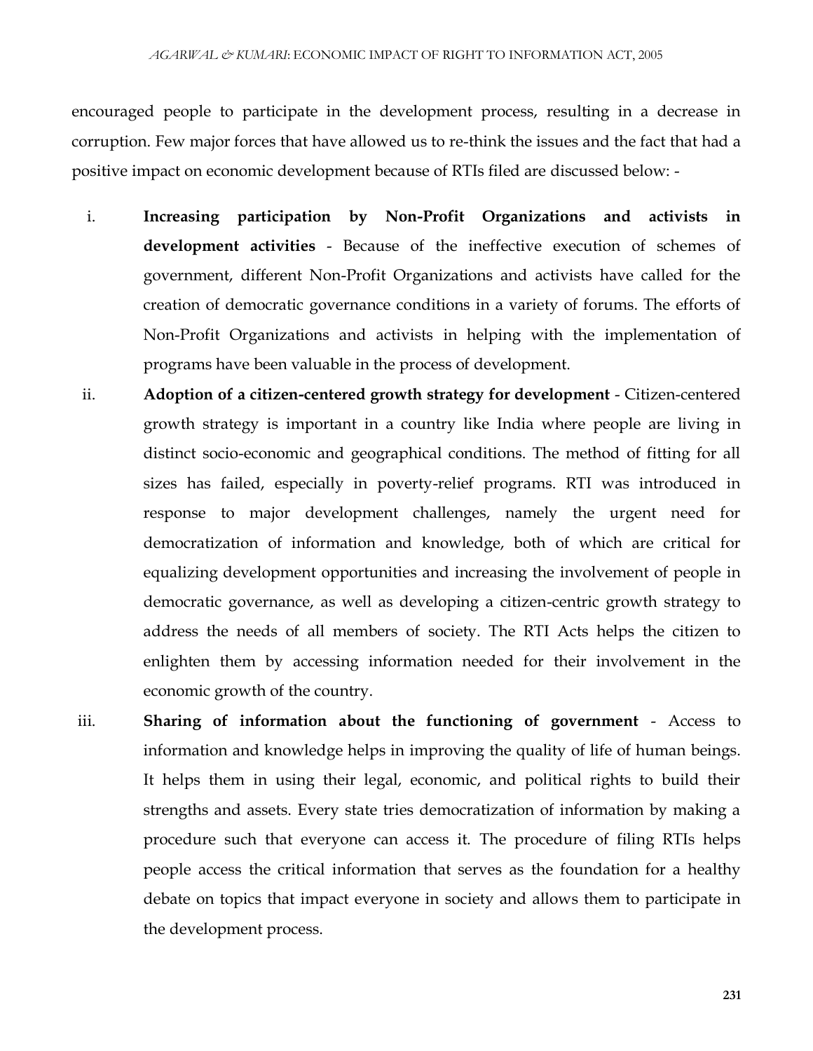encouraged people to participate in the development process, resulting in a decrease in corruption. Few major forces that have allowed us to re-think the issues and the fact that had a positive impact on economic development because of RTIs filed are discussed below: -

i. **Increasing participation by Non-Profit Organizations and activists in development activities** - Because of the ineffective execution of schemes of government, different Non-Profit Organizations and activists have called for the creation of democratic governance conditions in a variety of forums. The efforts of Non-Profit Organizations and activists in helping with the implementation of programs have been valuable in the process of development.

ii. **Adoption of a citizen-centered growth strategy for development** - Citizen-centered growth strategy is important in a country like India where people are living in distinct socio-economic and geographical conditions. The method of fitting for all sizes has failed, especially in poverty-relief programs. RTI was introduced in response to major development challenges, namely the urgent need for democratization of information and knowledge, both of which are critical for equalizing development opportunities and increasing the involvement of people in democratic governance, as well as developing a citizen-centric growth strategy to address the needs of all members of society. The RTI Acts helps the citizen to enlighten them by accessing information needed for their involvement in the economic growth of the country.

iii. **Sharing of information about the functioning of government** - Access to information and knowledge helps in improving the quality of life of human beings. It helps them in using their legal, economic, and political rights to build their strengths and assets. Every state tries democratization of information by making a procedure such that everyone can access it. The procedure of filing RTIs helps people access the critical information that serves as the foundation for a healthy debate on topics that impact everyone in society and allows them to participate in the development process.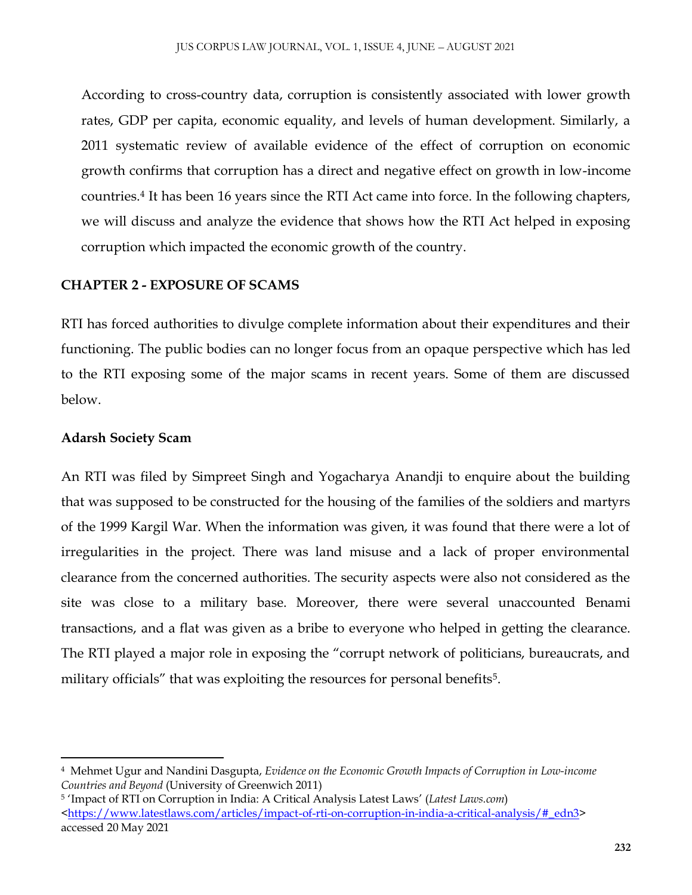According to cross-country data, corruption is consistently associated with lower growth rates, GDP per capita, economic equality, and levels of human development. Similarly, a 2011 systematic review of available evidence of the effect of corruption on economic growth confirms that corruption has a direct and negative effect on growth in low-income countries.[4] It has been 16 years since the RTI Act came into force. In the following chapters, we will discuss and analyze the evidence that shows how the RTI Act helped in exposing corruption which impacted the economic growth of the country.

## CHAPTER 2 - EXPOSURE OF SCAMS

RTI has forced authorities to divulge complete information about their expenditures and their functioning. The public bodies can no longer focus from an opaque perspective which has led to the RTI exposing some of the major scams in recent years. Some of them are discussed below.

### Adarsh Society Scam

An RTI was filed by Simpreet Singh and Yogacharya Anandji to enquire about the building that was supposed to be constructed for the housing of the families of the soldiers and martyrs of the 1999 Kargil War. When the information was given, it was found that there were a lot of irregularities in the project. There was land misuse and a lack of proper environmental clearance from the concerned authorities. The security aspects were also not considered as the site was close to a military base. Moreover, there were several unaccounted Benami transactions, and a flat was given as a bribe to everyone who helped in getting the clearance. The RTI played a major role in exposing the "corrupt network of politicians, bureaucrats, and military officials" that was exploiting the resources for personal benefits[5].

---

[4] Mehmet Ugur and Nandini Dasgupta, *Evidence on the Economic Growth Impacts of Corruption in Low-income Countries and Beyond* (University of Greenwich 2011)

[5] 'Impact of RTI on Corruption in India: A Critical Analysis Latest Laws' (*Latest Laws.com*) <https://www.latestlaws.com/articles/impact-of-rti-on-corruption-in-india-a-critical-analysis/#_edn3> accessed 20 May 2021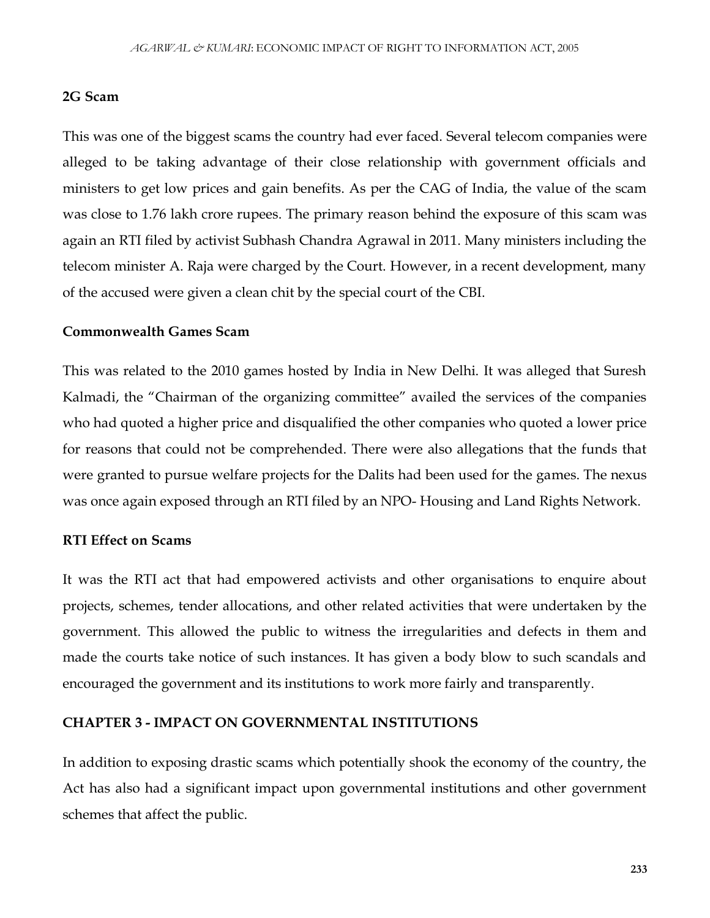### 2G Scam

This was one of the biggest scams the country had ever faced. Several telecom companies were alleged to be taking advantage of their close relationship with government officials and ministers to get low prices and gain benefits. As per the CAG of India, the value of the scam was close to 1.76 lakh crore rupees. The primary reason behind the exposure of this scam was again an RTI filed by activist Subhash Chandra Agrawal in 2011. Many ministers including the telecom minister A. Raja were charged by the Court. However, in a recent development, many of the accused were given a clean chit by the special court of the CBI.

### Commonwealth Games Scam

This was related to the 2010 games hosted by India in New Delhi. It was alleged that Suresh Kalmadi, the "Chairman of the organizing committee" availed the services of the companies who had quoted a higher price and disqualified the other companies who quoted a lower price for reasons that could not be comprehended. There were also allegations that the funds that were granted to pursue welfare projects for the Dalits had been used for the games. The nexus was once again exposed through an RTI filed by an NPO- Housing and Land Rights Network.

### RTI Effect on Scams

It was the RTI act that had empowered activists and other organisations to enquire about projects, schemes, tender allocations, and other related activities that were undertaken by the government. This allowed the public to witness the irregularities and defects in them and made the courts take notice of such instances. It has given a body blow to such scandals and encouraged the government and its institutions to work more fairly and transparently.

## CHAPTER 3 - IMPACT ON GOVERNMENTAL INSTITUTIONS

In addition to exposing drastic scams which potentially shook the economy of the country, the Act has also had a significant impact upon governmental institutions and other government schemes that affect the public.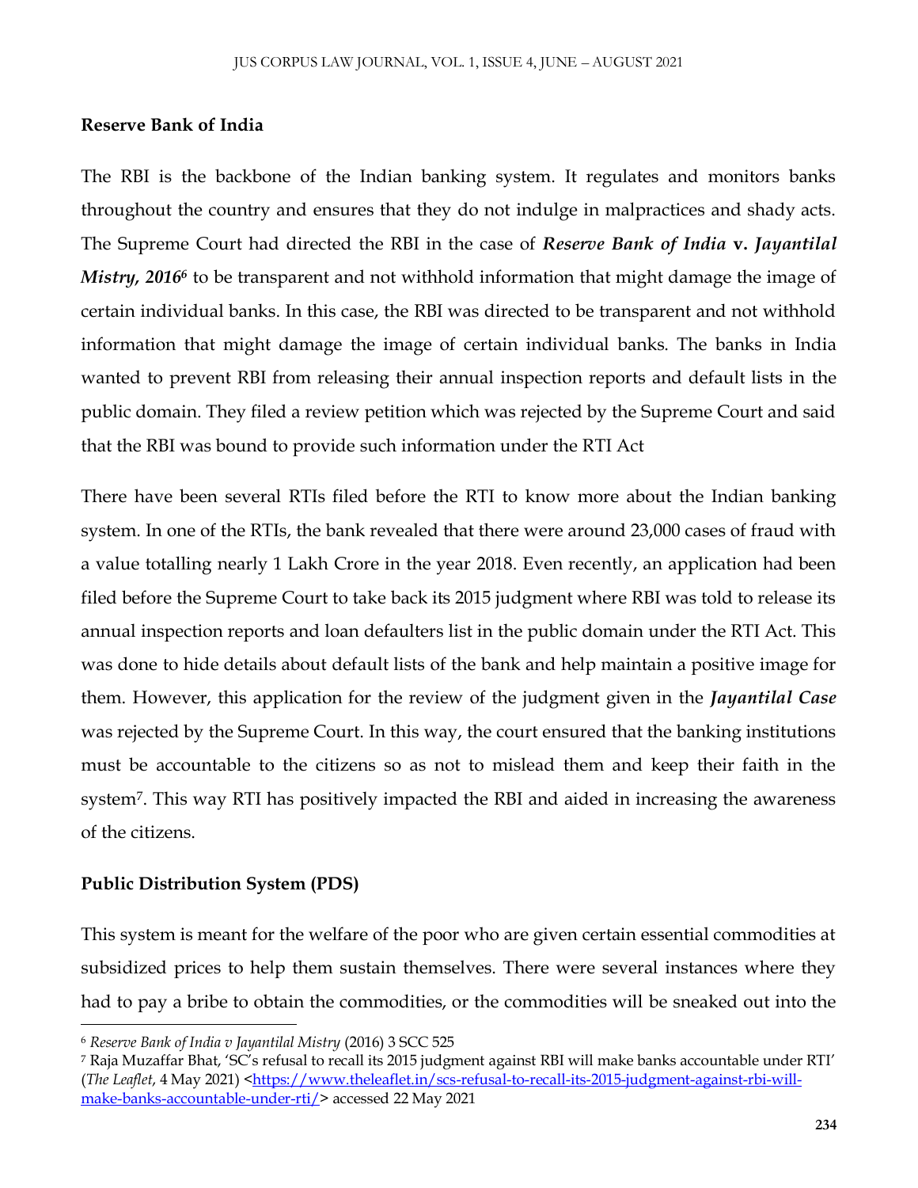**Reserve Bank of India**

The RBI is the backbone of the Indian banking system. It regulates and monitors banks throughout the country and ensures that they do not indulge in malpractices and shady acts. The Supreme Court had directed the RBI in the case of ***Reserve Bank of India* v. *Jayantilal Mistry, 2016***[6] to be transparent and not withhold information that might damage the image of certain individual banks. In this case, the RBI was directed to be transparent and not withhold information that might damage the image of certain individual banks. The banks in India wanted to prevent RBI from releasing their annual inspection reports and default lists in the public domain. They filed a review petition which was rejected by the Supreme Court and said that the RBI was bound to provide such information under the RTI Act

There have been several RTIs filed before the RTI to know more about the Indian banking system. In one of the RTIs, the bank revealed that there were around 23,000 cases of fraud with a value totalling nearly 1 Lakh Crore in the year 2018. Even recently, an application had been filed before the Supreme Court to take back its 2015 judgment where RBI was told to release its annual inspection reports and loan defaulters list in the public domain under the RTI Act. This was done to hide details about default lists of the bank and help maintain a positive image for them. However, this application for the review of the judgment given in the ***Jayantilal Case*** was rejected by the Supreme Court. In this way, the court ensured that the banking institutions must be accountable to the citizens so as not to mislead them and keep their faith in the system[7]. This way RTI has positively impacted the RBI and aided in increasing the awareness of the citizens.

**Public Distribution System (PDS)**

This system is meant for the welfare of the poor who are given certain essential commodities at subsidized prices to help them sustain themselves. There were several instances where they had to pay a bribe to obtain the commodities, or the commodities will be sneaked out into the

---

[6] *Reserve Bank of India v Jayantilal Mistry* (2016) 3 SCC 525

[7] Raja Muzaffar Bhat, 'SC's refusal to recall its 2015 judgment against RBI will make banks accountable under RTI' (*The Leaflet*, 4 May 2021) <https://www.theleaflet.in/scs-refusal-to-recall-its-2015-judgment-against-rbi-will-make-banks-accountable-under-rti/> accessed 22 May 2021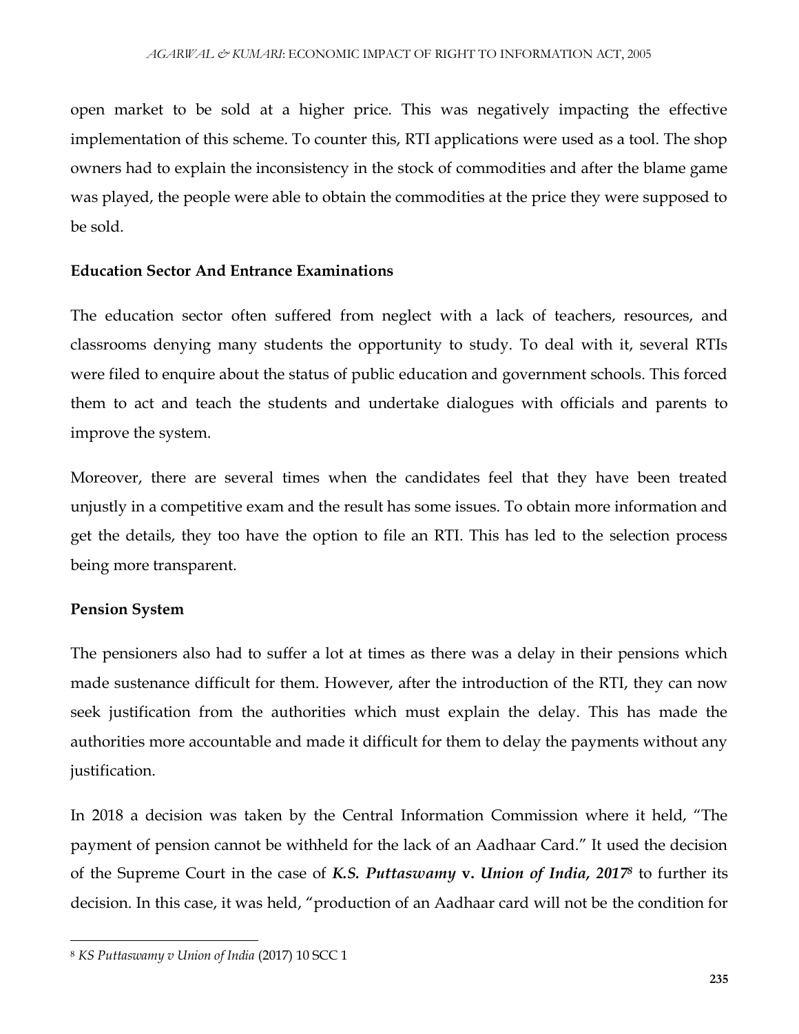open market to be sold at a higher price. This was negatively impacting the effective implementation of this scheme. To counter this, RTI applications were used as a tool. The shop owners had to explain the inconsistency in the stock of commodities and after the blame game was played, the people were able to obtain the commodities at the price they were supposed to be sold.

**Education Sector And Entrance Examinations**

The education sector often suffered from neglect with a lack of teachers, resources, and classrooms denying many students the opportunity to study. To deal with it, several RTIs were filed to enquire about the status of public education and government schools. This forced them to act and teach the students and undertake dialogues with officials and parents to improve the system.

Moreover, there are several times when the candidates feel that they have been treated unjustly in a competitive exam and the result has some issues. To obtain more information and get the details, they too have the option to file an RTI. This has led to the selection process being more transparent.

**Pension System**

The pensioners also had to suffer a lot at times as there was a delay in their pensions which made sustenance difficult for them. However, after the introduction of the RTI, they can now seek justification from the authorities which must explain the delay. This has made the authorities more accountable and made it difficult for them to delay the payments without any justification.

In 2018 a decision was taken by the Central Information Commission where it held, "The payment of pension cannot be withheld for the lack of an Aadhaar Card." It used the decision of the Supreme Court in the case of ***K.S. Puttaswamy* v. *Union of India, 2017***[8] to further its decision. In this case, it was held, "production of an Aadhaar card will not be the condition for

---

[8] *KS Puttaswamy v Union of India* (2017) 10 SCC 1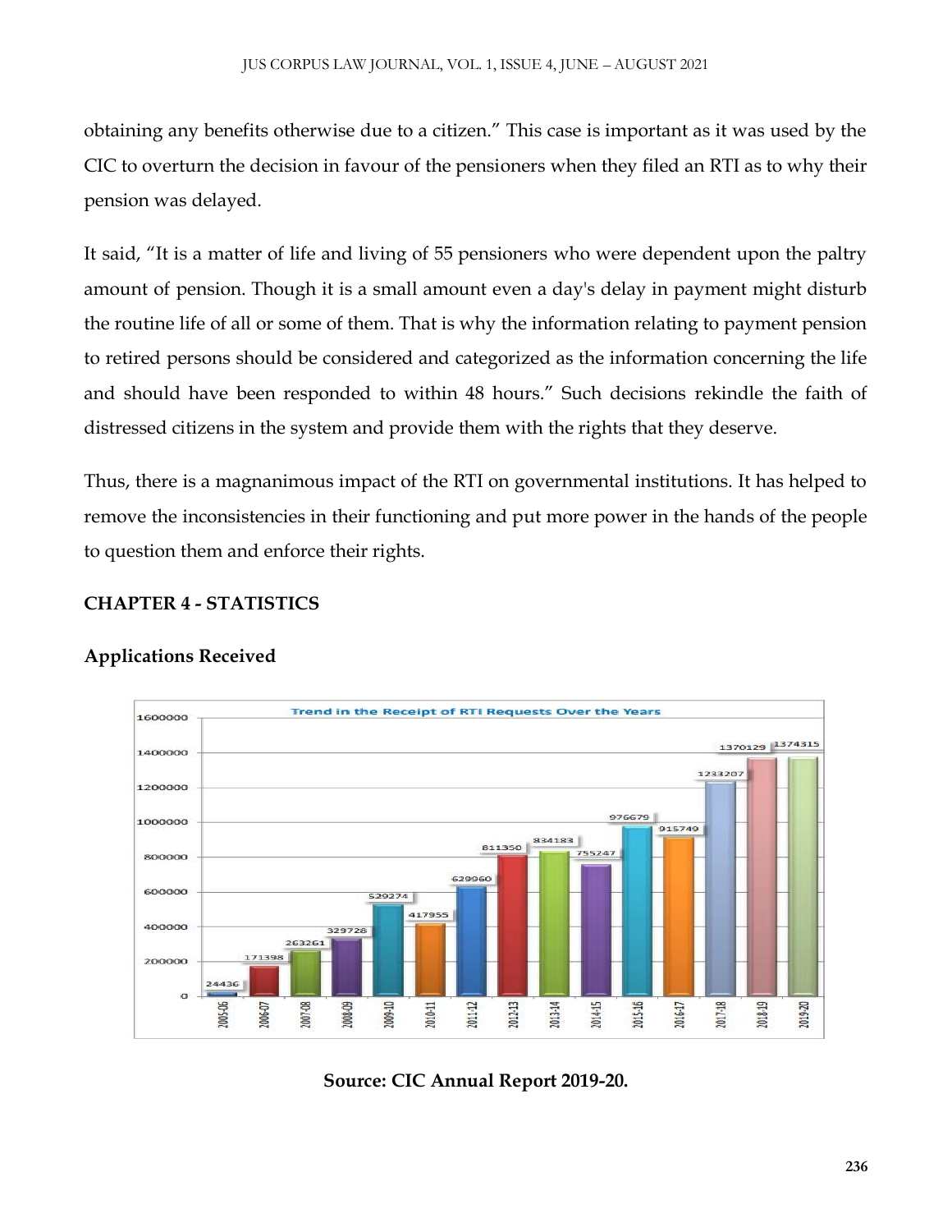obtaining any benefits otherwise due to a citizen." This case is important as it was used by the CIC to overturn the decision in favour of the pensioners when they filed an RTI as to why their pension was delayed.

It said, "It is a matter of life and living of 55 pensioners who were dependent upon the paltry amount of pension. Though it is a small amount even a day's delay in payment might disturb the routine life of all or some of them. That is why the information relating to payment pension to retired persons should be considered and categorized as the information concerning the life and should have been responded to within 48 hours." Such decisions rekindle the faith of distressed citizens in the system and provide them with the rights that they deserve.

Thus, there is a magnanimous impact of the RTI on governmental institutions. It has helped to remove the inconsistencies in their functioning and put more power in the hands of the people to question them and enforce their rights.

## CHAPTER 4 - STATISTICS

### Applications Received

**Trend in the Receipt of RTI Requests Over the Years**

| Year | RTI Requests |
|---|---|
| 2005-06 | 24436 |
| 2006-07 | 171398 |
| 2007-08 | 263261 |
| 2008-09 | 329728 |
| 2009-10 | 529274 |
| 2010-11 | 417955 |
| 2011-12 | 629960 |
| 2012-13 | 811350 |
| 2013-14 | 834183 |
| 2014-15 | 755247 |
| 2015-16 | 976679 |
| 2016-17 | 915749 |
| 2017-18 | 1233207 |
| 2018-19 | 1370129 |
| 2019-20 | 1374315 |

**Source: CIC Annual Report 2019-20.**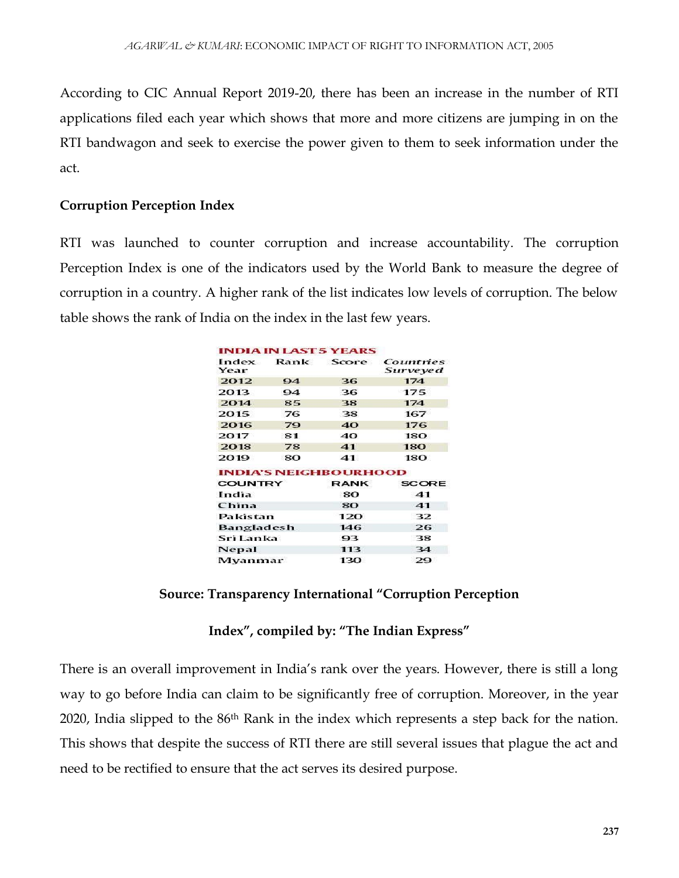According to CIC Annual Report 2019-20, there has been an increase in the number of RTI applications filed each year which shows that more and more citizens are jumping in on the RTI bandwagon and seek to exercise the power given to them to seek information under the act.

**Corruption Perception Index**

RTI was launched to counter corruption and increase accountability. The corruption Perception Index is one of the indicators used by the World Bank to measure the degree of corruption in a country. A higher rank of the list indicates low levels of corruption. The below table shows the rank of India on the index in the last few years.

**INDIA IN LAST 5 YEARS**

| Index Year | Rank | Score | *Countries Surveyed* |
|---|---|---|---|
| 2012 | 94 | 36 | 174 |
| 2013 | 94 | 36 | 175 |
| 2014 | 85 | 38 | 174 |
| 2015 | 76 | 38 | 167 |
| 2016 | 79 | 40 | 176 |
| 2017 | 81 | 40 | 180 |
| 2018 | 78 | 41 | 180 |
| 2019 | 80 | 41 | 180 |

**INDIA'S NEIGHBOURHOOD**

| COUNTRY | RANK | SCORE |
|---|---|---|
| India | 80 | 41 |
| China | 80 | 41 |
| Pakistan | 120 | 32 |
| Bangladesh | 146 | 26 |
| Sri Lanka | 93 | 38 |
| Nepal | 113 | 34 |
| Myanmar | 130 | 29 |

**Source: Transparency International "Corruption Perception Index", compiled by: "The Indian Express"**

There is an overall improvement in India's rank over the years. However, there is still a long way to go before India can claim to be significantly free of corruption. Moreover, in the year 2020, India slipped to the 86th Rank in the index which represents a step back for the nation. This shows that despite the success of RTI there are still several issues that plague the act and need to be rectified to ensure that the act serves its desired purpose.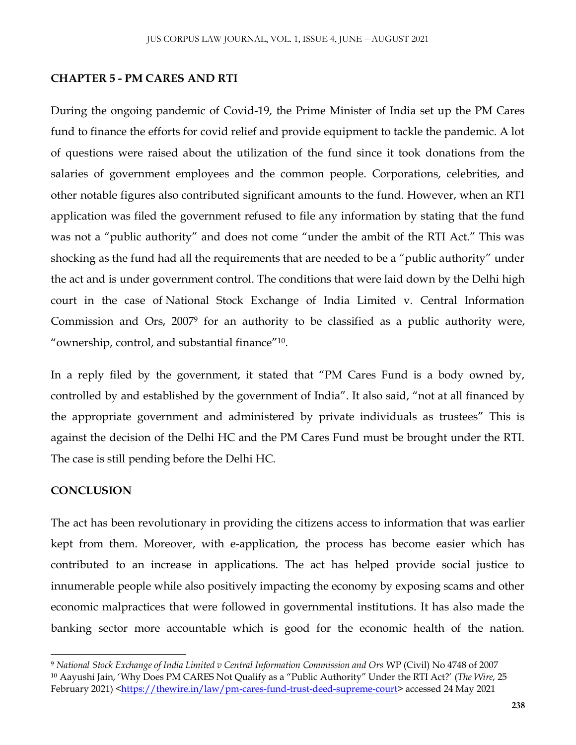## CHAPTER 5 - PM CARES AND RTI

During the ongoing pandemic of Covid-19, the Prime Minister of India set up the PM Cares fund to finance the efforts for covid relief and provide equipment to tackle the pandemic. A lot of questions were raised about the utilization of the fund since it took donations from the salaries of government employees and the common people. Corporations, celebrities, and other notable figures also contributed significant amounts to the fund. However, when an RTI application was filed the government refused to file any information by stating that the fund was not a "public authority" and does not come "under the ambit of the RTI Act." This was shocking as the fund had all the requirements that are needed to be a "public authority" under the act and is under government control. The conditions that were laid down by the Delhi high court in the case of National Stock Exchange of India Limited v. Central Information Commission and Ors, 2007[9] for an authority to be classified as a public authority were, "ownership, control, and substantial finance"[10].

In a reply filed by the government, it stated that "PM Cares Fund is a body owned by, controlled by and established by the government of India". It also said, "not at all financed by the appropriate government and administered by private individuals as trustees" This is against the decision of the Delhi HC and the PM Cares Fund must be brought under the RTI. The case is still pending before the Delhi HC.

## CONCLUSION

The act has been revolutionary in providing the citizens access to information that was earlier kept from them. Moreover, with e-application, the process has become easier which has contributed to an increase in applications. The act has helped provide social justice to innumerable people while also positively impacting the economy by exposing scams and other economic malpractices that were followed in governmental institutions. It has also made the banking sector more accountable which is good for the economic health of the nation.

---

[9] *National Stock Exchange of India Limited v Central Information Commission and Ors* WP (Civil) No 4748 of 2007

[10] Aayushi Jain, 'Why Does PM CARES Not Qualify as a "Public Authority" Under the RTI Act?' (*The Wire*, 25 February 2021) <https://thewire.in/law/pm-cares-fund-trust-deed-supreme-court> accessed 24 May 2021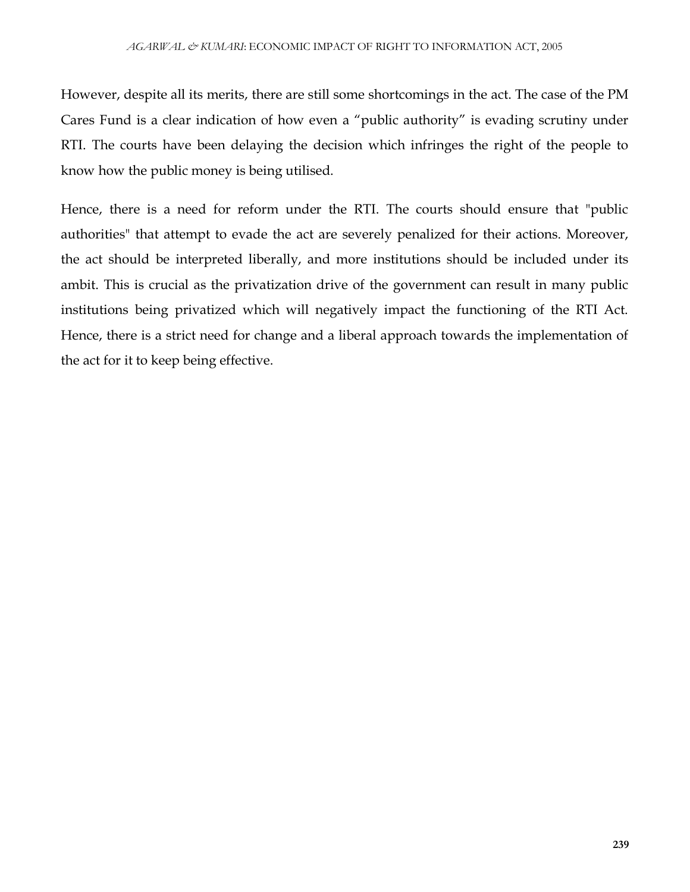However, despite all its merits, there are still some shortcomings in the act. The case of the PM Cares Fund is a clear indication of how even a "public authority" is evading scrutiny under RTI. The courts have been delaying the decision which infringes the right of the people to know how the public money is being utilised.

Hence, there is a need for reform under the RTI. The courts should ensure that "public authorities" that attempt to evade the act are severely penalized for their actions. Moreover, the act should be interpreted liberally, and more institutions should be included under its ambit. This is crucial as the privatization drive of the government can result in many public institutions being privatized which will negatively impact the functioning of the RTI Act. Hence, there is a strict need for change and a liberal approach towards the implementation of the act for it to keep being effective.